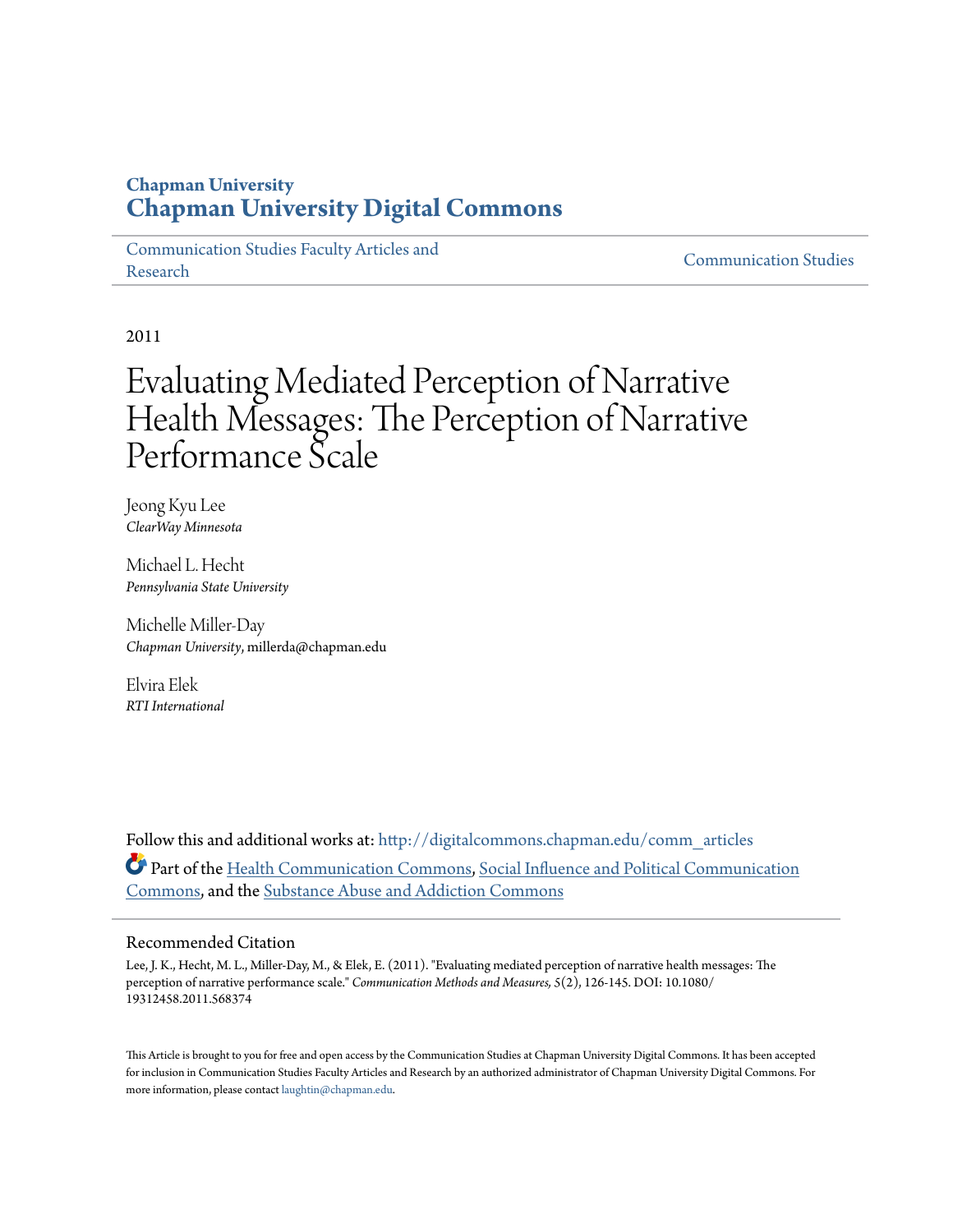**Chapman University**
**Chapman University Digital Commons**

Communication Studies Faculty Articles and Research | Communication Studies

2011

# Evaluating Mediated Perception of Narrative Health Messages: The Perception of Narrative Performance Scale

Jeong Kyu Lee
*ClearWay Minnesota*

Michael L. Hecht
*Pennsylvania State University*

Michelle Miller-Day
*Chapman University*, millerda@chapman.edu

Elvira Elek
*RTI International*

Follow this and additional works at: http://digitalcommons.chapman.edu/comm_articles

Part of the Health Communication Commons, Social Influence and Political Communication Commons, and the Substance Abuse and Addiction Commons

## Recommended Citation

Lee, J. K., Hecht, M. L., Miller-Day, M., & Elek, E. (2011). "Evaluating mediated perception of narrative health messages: The perception of narrative performance scale." *Communication Methods and Measures, 5*(2), 126-145. DOI: 10.1080/19312458.2011.568374

This Article is brought to you for free and open access by the Communication Studies at Chapman University Digital Commons. It has been accepted for inclusion in Communication Studies Faculty Articles and Research by an authorized administrator of Chapman University Digital Commons. For more information, please contact laughtin@chapman.edu.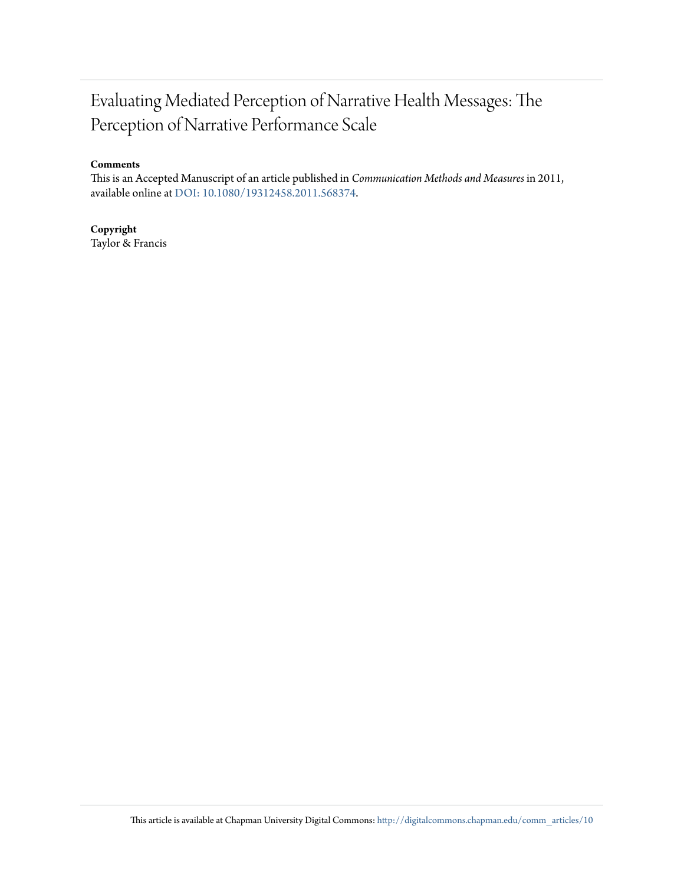# Evaluating Mediated Perception of Narrative Health Messages: The Perception of Narrative Performance Scale

**Comments**

This is an Accepted Manuscript of an article published in *Communication Methods and Measures* in 2011, available online at DOI: 10.1080/19312458.2011.568374.

**Copyright**

Taylor & Francis

This article is available at Chapman University Digital Commons: http://digitalcommons.chapman.edu/comm_articles/10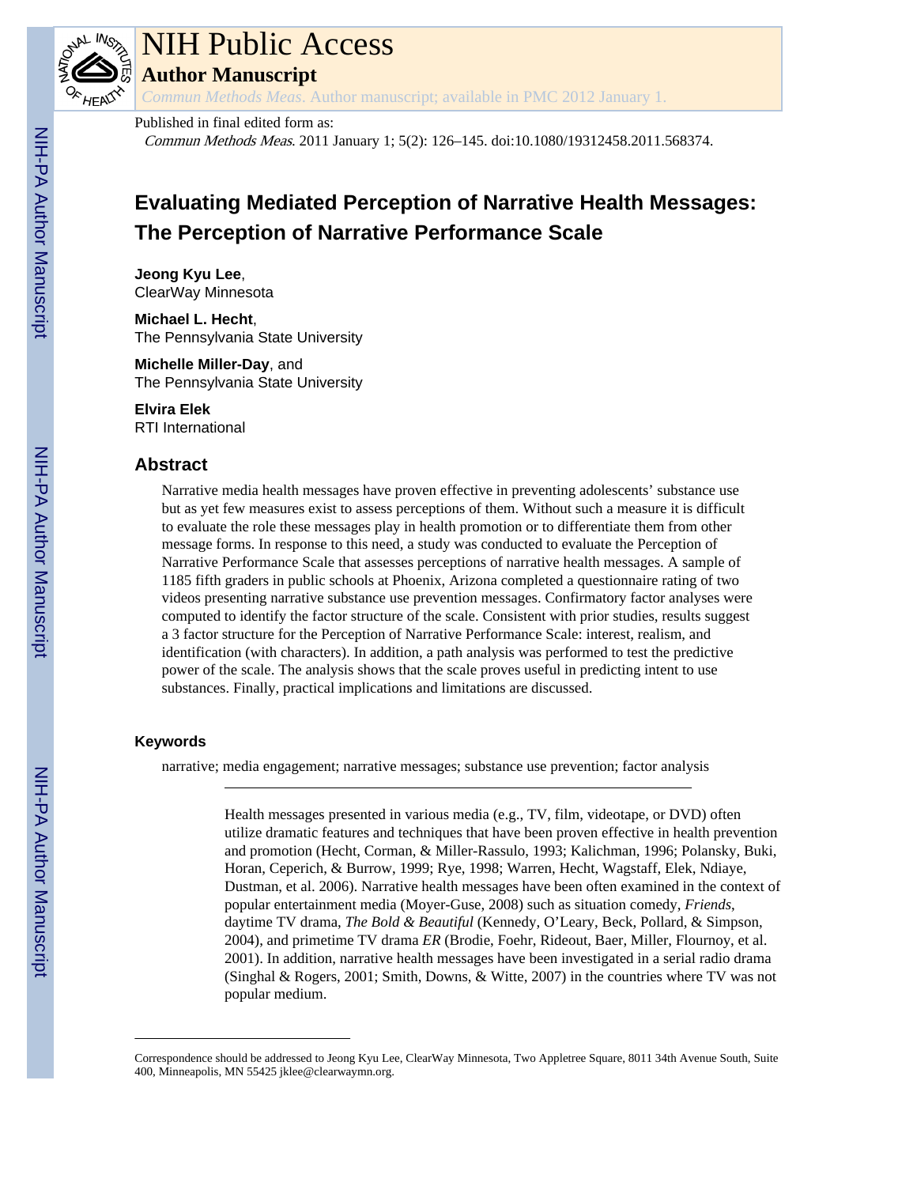# NIH Public Access

## Author Manuscript

*Commun Methods Meas*. Author manuscript; available in PMC 2012 January 1.

Published in final edited form as:

*Commun Methods Meas*. 2011 January 1; 5(2): 126–145. doi:10.1080/19312458.2011.568374.

# Evaluating Mediated Perception of Narrative Health Messages: The Perception of Narrative Performance Scale

**Jeong Kyu Lee**,
ClearWay Minnesota

**Michael L. Hecht**,
The Pennsylvania State University

**Michelle Miller-Day**, and
The Pennsylvania State University

**Elvira Elek**
RTI International

## Abstract

Narrative media health messages have proven effective in preventing adolescents' substance use but as yet few measures exist to assess perceptions of them. Without such a measure it is difficult to evaluate the role these messages play in health promotion or to differentiate them from other message forms. In response to this need, a study was conducted to evaluate the Perception of Narrative Performance Scale that assesses perceptions of narrative health messages. A sample of 1185 fifth graders in public schools at Phoenix, Arizona completed a questionnaire rating of two videos presenting narrative substance use prevention messages. Confirmatory factor analyses were computed to identify the factor structure of the scale. Consistent with prior studies, results suggest a 3 factor structure for the Perception of Narrative Performance Scale: interest, realism, and identification (with characters). In addition, a path analysis was performed to test the predictive power of the scale. The analysis shows that the scale proves useful in predicting intent to use substances. Finally, practical implications and limitations are discussed.

### Keywords

narrative; media engagement; narrative messages; substance use prevention; factor analysis

Health messages presented in various media (e.g., TV, film, videotape, or DVD) often utilize dramatic features and techniques that have been proven effective in health prevention and promotion (Hecht, Corman, & Miller-Rassulo, 1993; Kalichman, 1996; Polansky, Buki, Horan, Ceperich, & Burrow, 1999; Rye, 1998; Warren, Hecht, Wagstaff, Elek, Ndiaye, Dustman, et al. 2006). Narrative health messages have been often examined in the context of popular entertainment media (Moyer-Guse, 2008) such as situation comedy, *Friends*, daytime TV drama, *The Bold & Beautiful* (Kennedy, O'Leary, Beck, Pollard, & Simpson, 2004), and primetime TV drama *ER* (Brodie, Foehr, Rideout, Baer, Miller, Flournoy, et al. 2001). In addition, narrative health messages have been investigated in a serial radio drama (Singhal & Rogers, 2001; Smith, Downs, & Witte, 2007) in the countries where TV was not popular medium.

Correspondence should be addressed to Jeong Kyu Lee, ClearWay Minnesota, Two Appletree Square, 8011 34th Avenue South, Suite 400, Minneapolis, MN 55425 jklee@clearwaymn.org.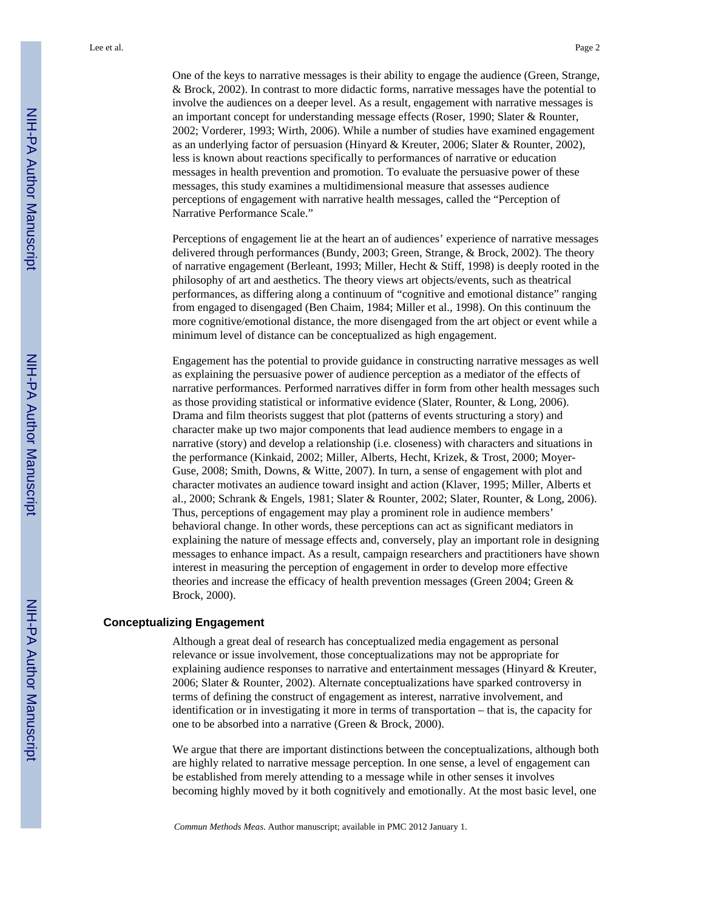One of the keys to narrative messages is their ability to engage the audience (Green, Strange, & Brock, 2002). In contrast to more didactic forms, narrative messages have the potential to involve the audiences on a deeper level. As a result, engagement with narrative messages is an important concept for understanding message effects (Roser, 1990; Slater & Rounter, 2002; Vorderer, 1993; Wirth, 2006). While a number of studies have examined engagement as an underlying factor of persuasion (Hinyard & Kreuter, 2006; Slater & Rounter, 2002), less is known about reactions specifically to performances of narrative or education messages in health prevention and promotion. To evaluate the persuasive power of these messages, this study examines a multidimensional measure that assesses audience perceptions of engagement with narrative health messages, called the "Perception of Narrative Performance Scale."

Perceptions of engagement lie at the heart an of audiences' experience of narrative messages delivered through performances (Bundy, 2003; Green, Strange, & Brock, 2002). The theory of narrative engagement (Berleant, 1993; Miller, Hecht & Stiff, 1998) is deeply rooted in the philosophy of art and aesthetics. The theory views art objects/events, such as theatrical performances, as differing along a continuum of "cognitive and emotional distance" ranging from engaged to disengaged (Ben Chaim, 1984; Miller et al., 1998). On this continuum the more cognitive/emotional distance, the more disengaged from the art object or event while a minimum level of distance can be conceptualized as high engagement.

Engagement has the potential to provide guidance in constructing narrative messages as well as explaining the persuasive power of audience perception as a mediator of the effects of narrative performances. Performed narratives differ in form from other health messages such as those providing statistical or informative evidence (Slater, Rounter, & Long, 2006). Drama and film theorists suggest that plot (patterns of events structuring a story) and character make up two major components that lead audience members to engage in a narrative (story) and develop a relationship (i.e. closeness) with characters and situations in the performance (Kinkaid, 2002; Miller, Alberts, Hecht, Krizek, & Trost, 2000; Moyer-Guse, 2008; Smith, Downs, & Witte, 2007). In turn, a sense of engagement with plot and character motivates an audience toward insight and action (Klaver, 1995; Miller, Alberts et al., 2000; Schrank & Engels, 1981; Slater & Rounter, 2002; Slater, Rounter, & Long, 2006). Thus, perceptions of engagement may play a prominent role in audience members' behavioral change. In other words, these perceptions can act as significant mediators in explaining the nature of message effects and, conversely, play an important role in designing messages to enhance impact. As a result, campaign researchers and practitioners have shown interest in measuring the perception of engagement in order to develop more effective theories and increase the efficacy of health prevention messages (Green 2004; Green & Brock, 2000).

## Conceptualizing Engagement

Although a great deal of research has conceptualized media engagement as personal relevance or issue involvement, those conceptualizations may not be appropriate for explaining audience responses to narrative and entertainment messages (Hinyard & Kreuter, 2006; Slater & Rounter, 2002). Alternate conceptualizations have sparked controversy in terms of defining the construct of engagement as interest, narrative involvement, and identification or in investigating it more in terms of transportation – that is, the capacity for one to be absorbed into a narrative (Green & Brock, 2000).

We argue that there are important distinctions between the conceptualizations, although both are highly related to narrative message perception. In one sense, a level of engagement can be established from merely attending to a message while in other senses it involves becoming highly moved by it both cognitively and emotionally. At the most basic level, one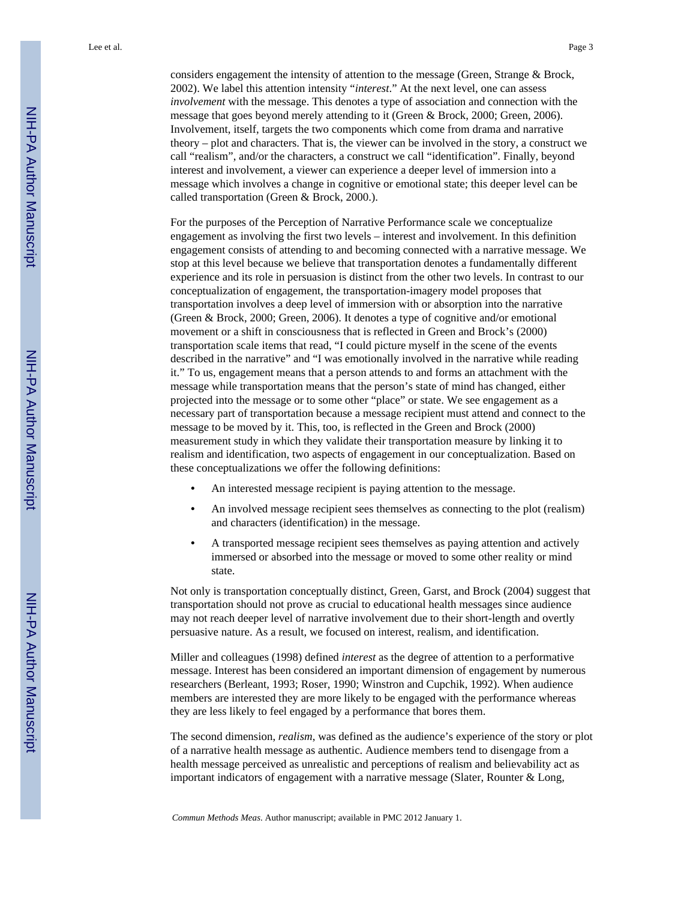considers engagement the intensity of attention to the message (Green, Strange & Brock, 2002). We label this attention intensity "*interest*." At the next level, one can assess *involvement* with the message. This denotes a type of association and connection with the message that goes beyond merely attending to it (Green & Brock, 2000; Green, 2006). Involvement, itself, targets the two components which come from drama and narrative theory – plot and characters. That is, the viewer can be involved in the story, a construct we call "realism", and/or the characters, a construct we call "identification". Finally, beyond interest and involvement, a viewer can experience a deeper level of immersion into a message which involves a change in cognitive or emotional state; this deeper level can be called transportation (Green & Brock, 2000.).

For the purposes of the Perception of Narrative Performance scale we conceptualize engagement as involving the first two levels – interest and involvement. In this definition engagement consists of attending to and becoming connected with a narrative message. We stop at this level because we believe that transportation denotes a fundamentally different experience and its role in persuasion is distinct from the other two levels. In contrast to our conceptualization of engagement, the transportation-imagery model proposes that transportation involves a deep level of immersion with or absorption into the narrative (Green & Brock, 2000; Green, 2006). It denotes a type of cognitive and/or emotional movement or a shift in consciousness that is reflected in Green and Brock's (2000) transportation scale items that read, "I could picture myself in the scene of the events described in the narrative" and "I was emotionally involved in the narrative while reading it." To us, engagement means that a person attends to and forms an attachment with the message while transportation means that the person's state of mind has changed, either projected into the message or to some other "place" or state. We see engagement as a necessary part of transportation because a message recipient must attend and connect to the message to be moved by it. This, too, is reflected in the Green and Brock (2000) measurement study in which they validate their transportation measure by linking it to realism and identification, two aspects of engagement in our conceptualization. Based on these conceptualizations we offer the following definitions:

- An interested message recipient is paying attention to the message.
- An involved message recipient sees themselves as connecting to the plot (realism) and characters (identification) in the message.
- A transported message recipient sees themselves as paying attention and actively immersed or absorbed into the message or moved to some other reality or mind state.

Not only is transportation conceptually distinct, Green, Garst, and Brock (2004) suggest that transportation should not prove as crucial to educational health messages since audience may not reach deeper level of narrative involvement due to their short-length and overtly persuasive nature. As a result, we focused on interest, realism, and identification.

Miller and colleagues (1998) defined *interest* as the degree of attention to a performative message. Interest has been considered an important dimension of engagement by numerous researchers (Berleant, 1993; Roser, 1990; Winstron and Cupchik, 1992). When audience members are interested they are more likely to be engaged with the performance whereas they are less likely to feel engaged by a performance that bores them.

The second dimension, *realism*, was defined as the audience's experience of the story or plot of a narrative health message as authentic. Audience members tend to disengage from a health message perceived as unrealistic and perceptions of realism and believability act as important indicators of engagement with a narrative message (Slater, Rounter & Long,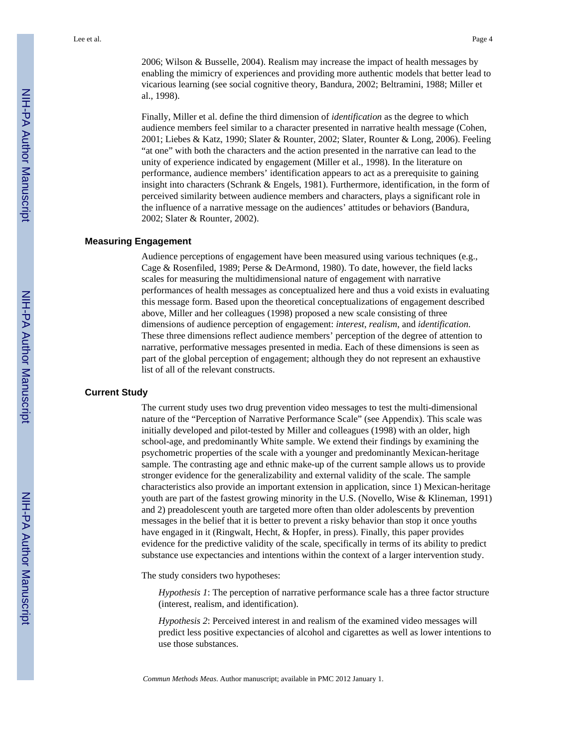2006; Wilson & Busselle, 2004). Realism may increase the impact of health messages by enabling the mimicry of experiences and providing more authentic models that better lead to vicarious learning (see social cognitive theory, Bandura, 2002; Beltramini, 1988; Miller et al., 1998).

Finally, Miller et al. define the third dimension of *identification* as the degree to which audience members feel similar to a character presented in narrative health message (Cohen, 2001; Liebes & Katz, 1990; Slater & Rounter, 2002; Slater, Rounter & Long, 2006). Feeling "at one" with both the characters and the action presented in the narrative can lead to the unity of experience indicated by engagement (Miller et al., 1998). In the literature on performance, audience members' identification appears to act as a prerequisite to gaining insight into characters (Schrank & Engels, 1981). Furthermore, identification, in the form of perceived similarity between audience members and characters, plays a significant role in the influence of a narrative message on the audiences' attitudes or behaviors (Bandura, 2002; Slater & Rounter, 2002).

## Measuring Engagement

Audience perceptions of engagement have been measured using various techniques (e.g., Cage & Rosenfiled, 1989; Perse & DeArmond, 1980). To date, however, the field lacks scales for measuring the multidimensional nature of engagement with narrative performances of health messages as conceptualized here and thus a void exists in evaluating this message form. Based upon the theoretical conceptualizations of engagement described above, Miller and her colleagues (1998) proposed a new scale consisting of three dimensions of audience perception of engagement: *interest*, *realism*, and *identification*. These three dimensions reflect audience members' perception of the degree of attention to narrative, performative messages presented in media. Each of these dimensions is seen as part of the global perception of engagement; although they do not represent an exhaustive list of all of the relevant constructs.

## Current Study

The current study uses two drug prevention video messages to test the multi-dimensional nature of the "Perception of Narrative Performance Scale" (see Appendix). This scale was initially developed and pilot-tested by Miller and colleagues (1998) with an older, high school-age, and predominantly White sample. We extend their findings by examining the psychometric properties of the scale with a younger and predominantly Mexican-heritage sample. The contrasting age and ethnic make-up of the current sample allows us to provide stronger evidence for the generalizability and external validity of the scale. The sample characteristics also provide an important extension in application, since 1) Mexican-heritage youth are part of the fastest growing minority in the U.S. (Novello, Wise & Klineman, 1991) and 2) preadolescent youth are targeted more often than older adolescents by prevention messages in the belief that it is better to prevent a risky behavior than stop it once youths have engaged in it (Ringwalt, Hecht, & Hopfer, in press). Finally, this paper provides evidence for the predictive validity of the scale, specifically in terms of its ability to predict substance use expectancies and intentions within the context of a larger intervention study.

The study considers two hypotheses:

*Hypothesis 1*: The perception of narrative performance scale has a three factor structure (interest, realism, and identification).

*Hypothesis 2*: Perceived interest in and realism of the examined video messages will predict less positive expectancies of alcohol and cigarettes as well as lower intentions to use those substances.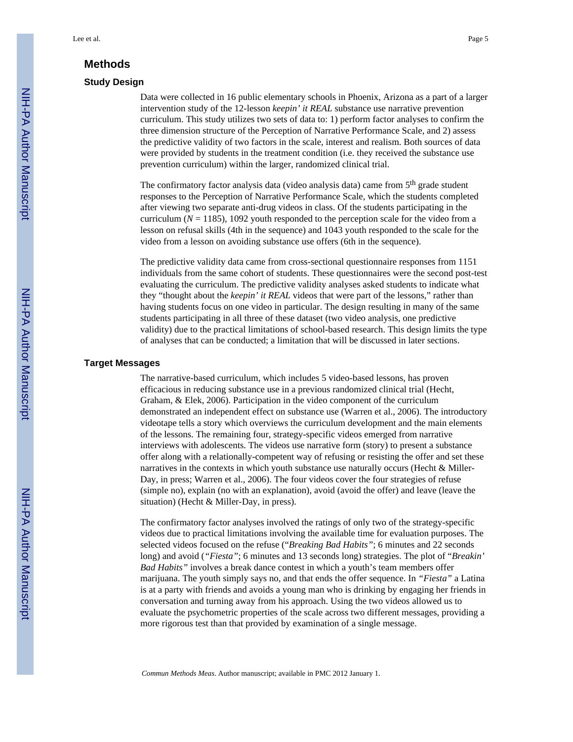## Methods

### Study Design

Data were collected in 16 public elementary schools in Phoenix, Arizona as a part of a larger intervention study of the 12-lesson *keepin' it REAL* substance use narrative prevention curriculum. This study utilizes two sets of data to: 1) perform factor analyses to confirm the three dimension structure of the Perception of Narrative Performance Scale, and 2) assess the predictive validity of two factors in the scale, interest and realism. Both sources of data were provided by students in the treatment condition (i.e. they received the substance use prevention curriculum) within the larger, randomized clinical trial.

The confirmatory factor analysis data (video analysis data) came from 5th grade student responses to the Perception of Narrative Performance Scale, which the students completed after viewing two separate anti-drug videos in class. Of the students participating in the curriculum ($N$ = 1185), 1092 youth responded to the perception scale for the video from a lesson on refusal skills (4th in the sequence) and 1043 youth responded to the scale for the video from a lesson on avoiding substance use offers (6th in the sequence).

The predictive validity data came from cross-sectional questionnaire responses from 1151 individuals from the same cohort of students. These questionnaires were the second post-test evaluating the curriculum. The predictive validity analyses asked students to indicate what they "thought about the *keepin' it REAL* videos that were part of the lessons," rather than having students focus on one video in particular. The design resulting in many of the same students participating in all three of these dataset (two video analysis, one predictive validity) due to the practical limitations of school-based research. This design limits the type of analyses that can be conducted; a limitation that will be discussed in later sections.

### Target Messages

The narrative-based curriculum, which includes 5 video-based lessons, has proven efficacious in reducing substance use in a previous randomized clinical trial (Hecht, Graham, & Elek, 2006). Participation in the video component of the curriculum demonstrated an independent effect on substance use (Warren et al., 2006). The introductory videotape tells a story which overviews the curriculum development and the main elements of the lessons. The remaining four, strategy-specific videos emerged from narrative interviews with adolescents. The videos use narrative form (story) to present a substance offer along with a relationally-competent way of refusing or resisting the offer and set these narratives in the contexts in which youth substance use naturally occurs (Hecht & Miller-Day, in press; Warren et al., 2006). The four videos cover the four strategies of refuse (simple no), explain (no with an explanation), avoid (avoid the offer) and leave (leave the situation) (Hecht & Miller-Day, in press).

The confirmatory factor analyses involved the ratings of only two of the strategy-specific videos due to practical limitations involving the available time for evaluation purposes. The selected videos focused on the refuse ("*Breaking Bad Habits"*; 6 minutes and 22 seconds long) and avoid (*"Fiesta"*; 6 minutes and 13 seconds long) strategies. The plot of "*Breakin' Bad Habits"* involves a break dance contest in which a youth's team members offer marijuana. The youth simply says no, and that ends the offer sequence. In *"Fiesta"* a Latina is at a party with friends and avoids a young man who is drinking by engaging her friends in conversation and turning away from his approach. Using the two videos allowed us to evaluate the psychometric properties of the scale across two different messages, providing a more rigorous test than that provided by examination of a single message.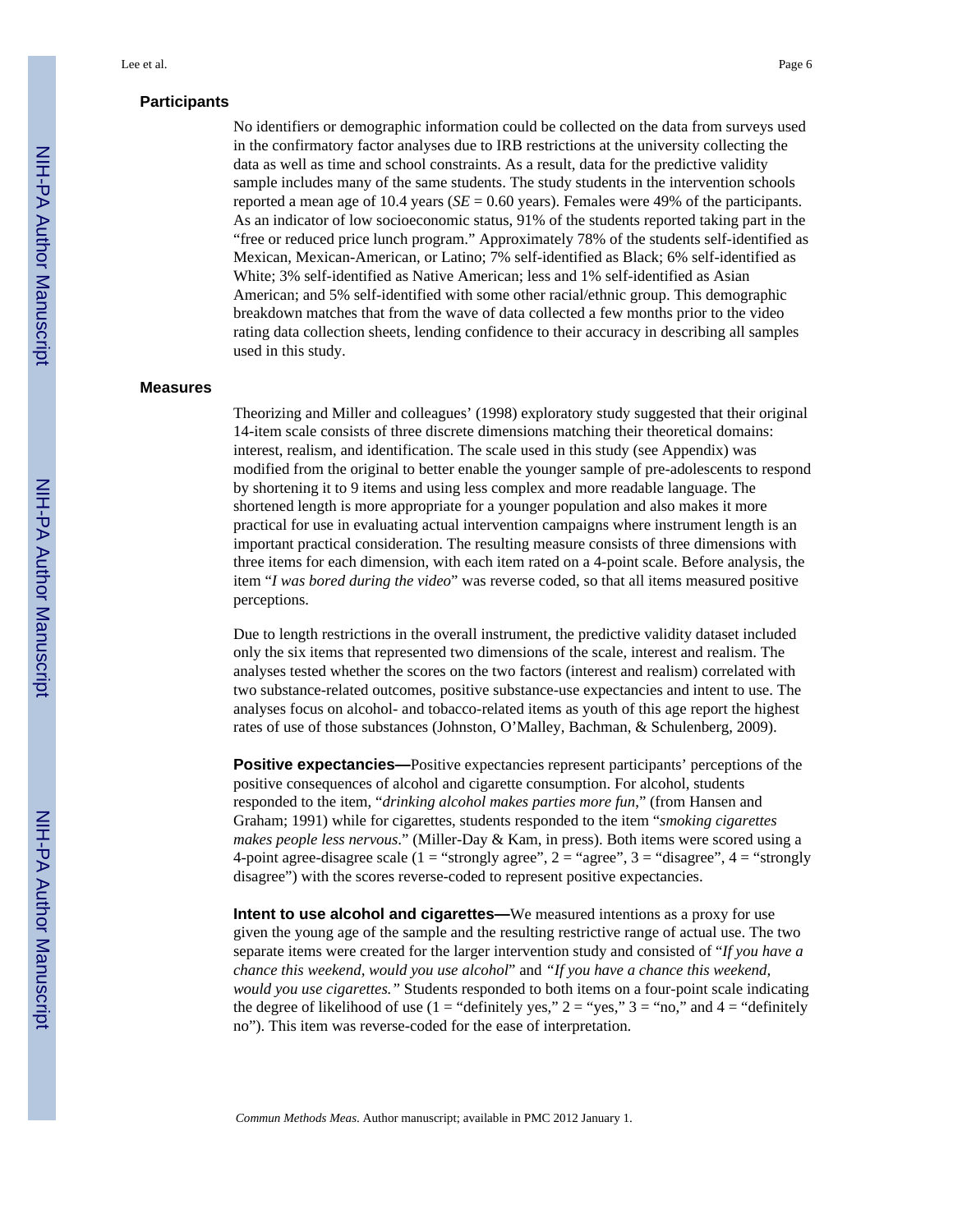## Participants

No identifiers or demographic information could be collected on the data from surveys used in the confirmatory factor analyses due to IRB restrictions at the university collecting the data as well as time and school constraints. As a result, data for the predictive validity sample includes many of the same students. The study students in the intervention schools reported a mean age of 10.4 years (*SE* = 0.60 years). Females were 49% of the participants. As an indicator of low socioeconomic status, 91% of the students reported taking part in the "free or reduced price lunch program." Approximately 78% of the students self-identified as Mexican, Mexican-American, or Latino; 7% self-identified as Black; 6% self-identified as White; 3% self-identified as Native American; less and 1% self-identified as Asian American; and 5% self-identified with some other racial/ethnic group. This demographic breakdown matches that from the wave of data collected a few months prior to the video rating data collection sheets, lending confidence to their accuracy in describing all samples used in this study.

## Measures

Theorizing and Miller and colleagues' (1998) exploratory study suggested that their original 14-item scale consists of three discrete dimensions matching their theoretical domains: interest, realism, and identification. The scale used in this study (see Appendix) was modified from the original to better enable the younger sample of pre-adolescents to respond by shortening it to 9 items and using less complex and more readable language. The shortened length is more appropriate for a younger population and also makes it more practical for use in evaluating actual intervention campaigns where instrument length is an important practical consideration. The resulting measure consists of three dimensions with three items for each dimension, with each item rated on a 4-point scale. Before analysis, the item "*I was bored during the video*" was reverse coded, so that all items measured positive perceptions.

Due to length restrictions in the overall instrument, the predictive validity dataset included only the six items that represented two dimensions of the scale, interest and realism. The analyses tested whether the scores on the two factors (interest and realism) correlated with two substance-related outcomes, positive substance-use expectancies and intent to use. The analyses focus on alcohol- and tobacco-related items as youth of this age report the highest rates of use of those substances (Johnston, O'Malley, Bachman, & Schulenberg, 2009).

**Positive expectancies—**Positive expectancies represent participants' perceptions of the positive consequences of alcohol and cigarette consumption. For alcohol, students responded to the item, "*drinking alcohol makes parties more fun*," (from Hansen and Graham; 1991) while for cigarettes, students responded to the item "*smoking cigarettes makes people less nervous*." (Miller-Day & Kam, in press). Both items were scored using a 4-point agree-disagree scale (1 = "strongly agree", 2 = "agree", 3 = "disagree", 4 = "strongly disagree") with the scores reverse-coded to represent positive expectancies.

**Intent to use alcohol and cigarettes—**We measured intentions as a proxy for use given the young age of the sample and the resulting restrictive range of actual use. The two separate items were created for the larger intervention study and consisted of "*If you have a chance this weekend, would you use alcohol*" and *"If you have a chance this weekend, would you use cigarettes."* Students responded to both items on a four-point scale indicating the degree of likelihood of use (1 = "definitely yes," 2 = "yes," 3 = "no," and 4 = "definitely no"). This item was reverse-coded for the ease of interpretation.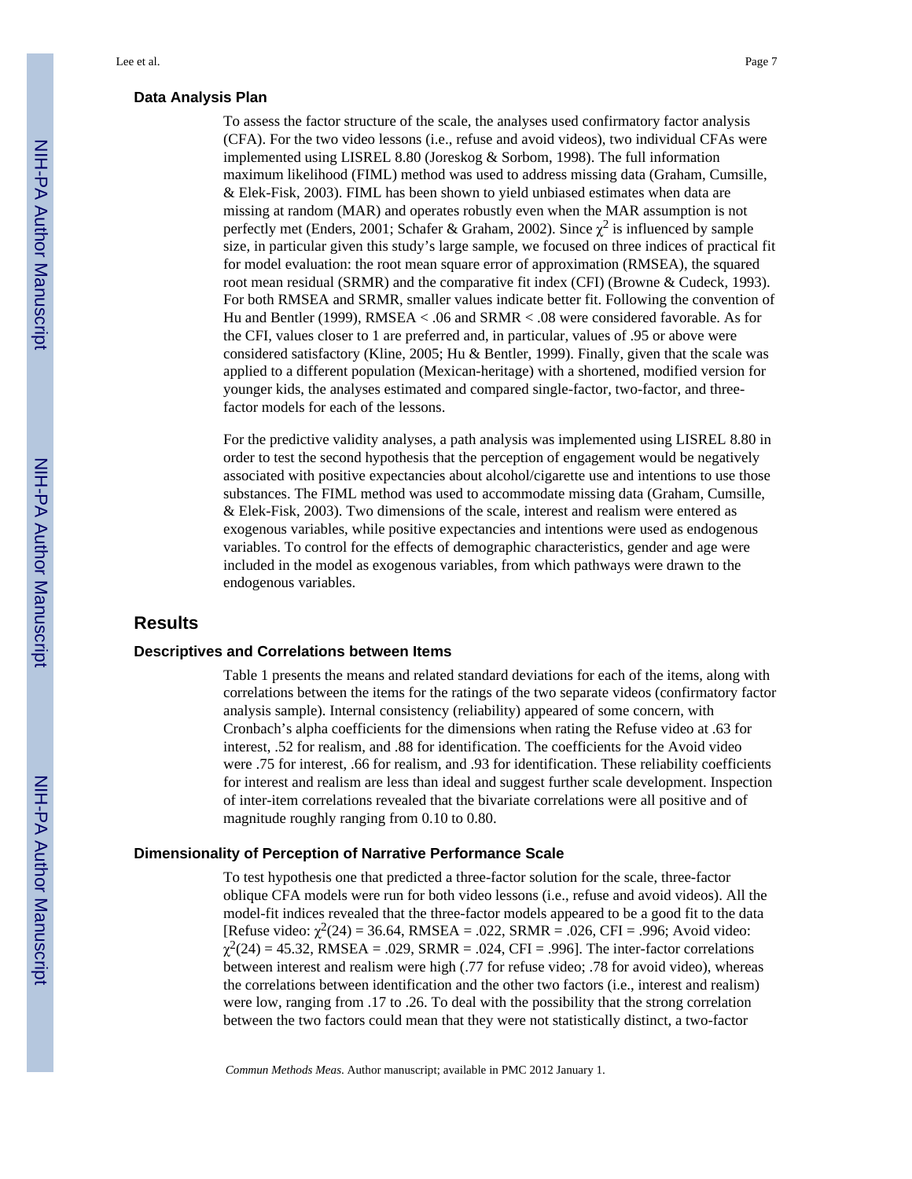### Data Analysis Plan

To assess the factor structure of the scale, the analyses used confirmatory factor analysis (CFA). For the two video lessons (i.e., refuse and avoid videos), two individual CFAs were implemented using LISREL 8.80 (Joreskog & Sorbom, 1998). The full information maximum likelihood (FIML) method was used to address missing data (Graham, Cumsille, & Elek-Fisk, 2003). FIML has been shown to yield unbiased estimates when data are missing at random (MAR) and operates robustly even when the MAR assumption is not perfectly met (Enders, 2001; Schafer & Graham, 2002). Since $\chi^2$ is influenced by sample size, in particular given this study's large sample, we focused on three indices of practical fit for model evaluation: the root mean square error of approximation (RMSEA), the squared root mean residual (SRMR) and the comparative fit index (CFI) (Browne & Cudeck, 1993). For both RMSEA and SRMR, smaller values indicate better fit. Following the convention of Hu and Bentler (1999), RMSEA < .06 and SRMR < .08 were considered favorable. As for the CFI, values closer to 1 are preferred and, in particular, values of .95 or above were considered satisfactory (Kline, 2005; Hu & Bentler, 1999). Finally, given that the scale was applied to a different population (Mexican-heritage) with a shortened, modified version for younger kids, the analyses estimated and compared single-factor, two-factor, and three-factor models for each of the lessons.

For the predictive validity analyses, a path analysis was implemented using LISREL 8.80 in order to test the second hypothesis that the perception of engagement would be negatively associated with positive expectancies about alcohol/cigarette use and intentions to use those substances. The FIML method was used to accommodate missing data (Graham, Cumsille, & Elek-Fisk, 2003). Two dimensions of the scale, interest and realism were entered as exogenous variables, while positive expectancies and intentions were used as endogenous variables. To control for the effects of demographic characteristics, gender and age were included in the model as exogenous variables, from which pathways were drawn to the endogenous variables.

## Results

### Descriptives and Correlations between Items

Table 1 presents the means and related standard deviations for each of the items, along with correlations between the items for the ratings of the two separate videos (confirmatory factor analysis sample). Internal consistency (reliability) appeared of some concern, with Cronbach's alpha coefficients for the dimensions when rating the Refuse video at .63 for interest, .52 for realism, and .88 for identification. The coefficients for the Avoid video were .75 for interest, .66 for realism, and .93 for identification. These reliability coefficients for interest and realism are less than ideal and suggest further scale development. Inspection of inter-item correlations revealed that the bivariate correlations were all positive and of magnitude roughly ranging from 0.10 to 0.80.

### Dimensionality of Perception of Narrative Performance Scale

To test hypothesis one that predicted a three-factor solution for the scale, three-factor oblique CFA models were run for both video lessons (i.e., refuse and avoid videos). All the model-fit indices revealed that the three-factor models appeared to be a good fit to the data [Refuse video: $\chi^2(24) = 36.64$, RMSEA = .022, SRMR = .026, CFI = .996; Avoid video: $\chi^2(24) = 45.32$, RMSEA = .029, SRMR = .024, CFI = .996]. The inter-factor correlations between interest and realism were high (.77 for refuse video; .78 for avoid video), whereas the correlations between identification and the other two factors (i.e., interest and realism) were low, ranging from .17 to .26. To deal with the possibility that the strong correlation between the two factors could mean that they were not statistically distinct, a two-factor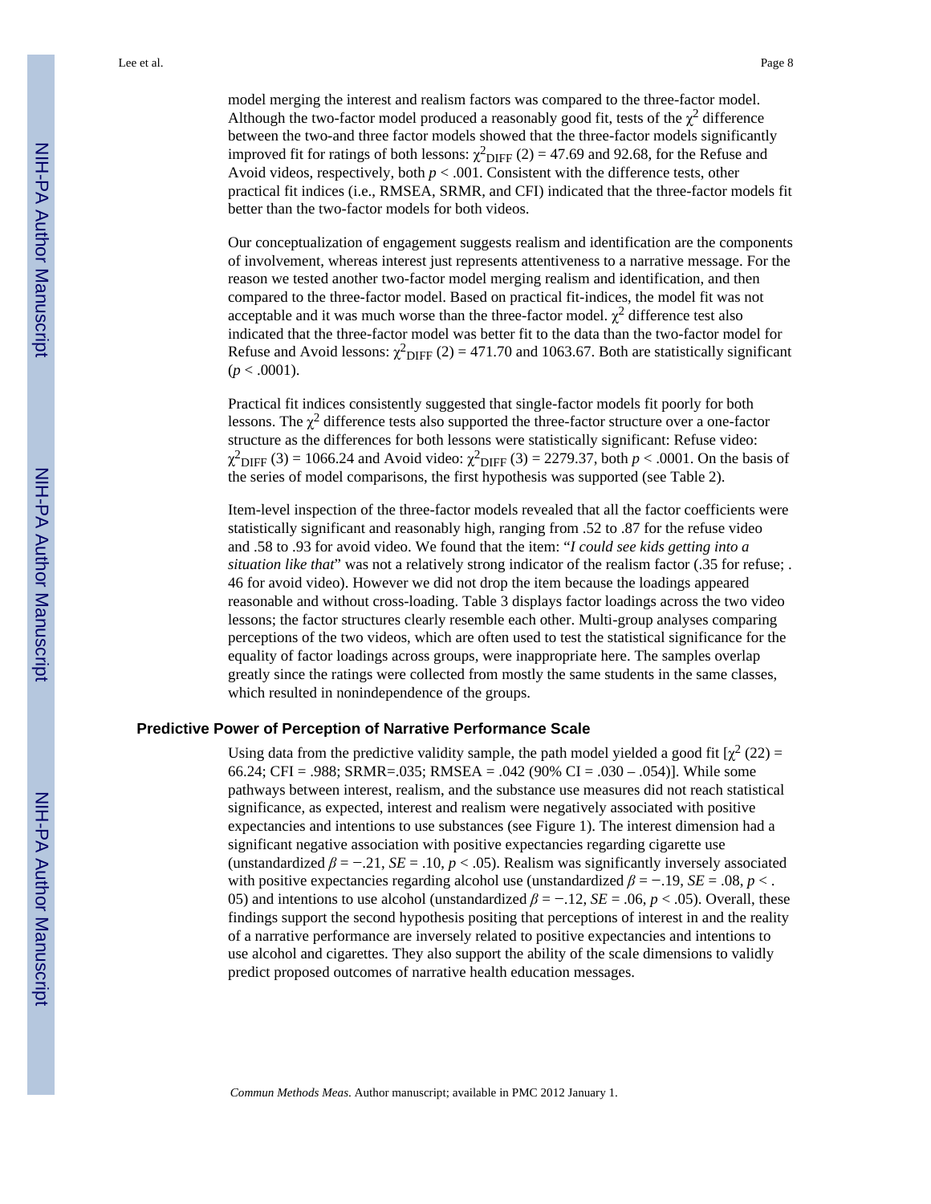model merging the interest and realism factors was compared to the three-factor model. Although the two-factor model produced a reasonably good fit, tests of the $\chi^2$ difference between the two-and three factor models showed that the three-factor models significantly improved fit for ratings of both lessons: $\chi^2_{DIFF}$ (2) = 47.69 and 92.68, for the Refuse and Avoid videos, respectively, both $p < .001$. Consistent with the difference tests, other practical fit indices (i.e., RMSEA, SRMR, and CFI) indicated that the three-factor models fit better than the two-factor models for both videos.

Our conceptualization of engagement suggests realism and identification are the components of involvement, whereas interest just represents attentiveness to a narrative message. For the reason we tested another two-factor model merging realism and identification, and then compared to the three-factor model. Based on practical fit-indices, the model fit was not acceptable and it was much worse than the three-factor model. $\chi^2$ difference test also indicated that the three-factor model was better fit to the data than the two-factor model for Refuse and Avoid lessons: $\chi^2_{DIFF}$ (2) = 471.70 and 1063.67. Both are statistically significant ($p < .0001$).

Practical fit indices consistently suggested that single-factor models fit poorly for both lessons. The $\chi^2$ difference tests also supported the three-factor structure over a one-factor structure as the differences for both lessons were statistically significant: Refuse video: $\chi^2_{DIFF}$ (3) = 1066.24 and Avoid video: $\chi^2_{DIFF}$ (3) = 2279.37, both $p < .0001$. On the basis of the series of model comparisons, the first hypothesis was supported (see Table 2).

Item-level inspection of the three-factor models revealed that all the factor coefficients were statistically significant and reasonably high, ranging from .52 to .87 for the refuse video and .58 to .93 for avoid video. We found that the item: "*I could see kids getting into a situation like that*" was not a relatively strong indicator of the realism factor (.35 for refuse; .46 for avoid video). However we did not drop the item because the loadings appeared reasonable and without cross-loading. Table 3 displays factor loadings across the two video lessons; the factor structures clearly resemble each other. Multi-group analyses comparing perceptions of the two videos, which are often used to test the statistical significance for the equality of factor loadings across groups, were inappropriate here. The samples overlap greatly since the ratings were collected from mostly the same students in the same classes, which resulted in nonindependence of the groups.

### Predictive Power of Perception of Narrative Performance Scale

Using data from the predictive validity sample, the path model yielded a good fit [$\chi^2$ (22) = 66.24; CFI = .988; SRMR=.035; RMSEA = .042 (90% CI = .030 – .054)]. While some pathways between interest, realism, and the substance use measures did not reach statistical significance, as expected, interest and realism were negatively associated with positive expectancies and intentions to use substances (see Figure 1). The interest dimension had a significant negative association with positive expectancies regarding cigarette use (unstandardized $\beta = -.21$, $SE = .10$, $p < .05$). Realism was significantly inversely associated with positive expectancies regarding alcohol use (unstandardized $\beta = -.19$, $SE = .08$, $p < .05$) and intentions to use alcohol (unstandardized $\beta = -.12$, $SE = .06$, $p < .05$). Overall, these findings support the second hypothesis positing that perceptions of interest in and the reality of a narrative performance are inversely related to positive expectancies and intentions to use alcohol and cigarettes. They also support the ability of the scale dimensions to validly predict proposed outcomes of narrative health education messages.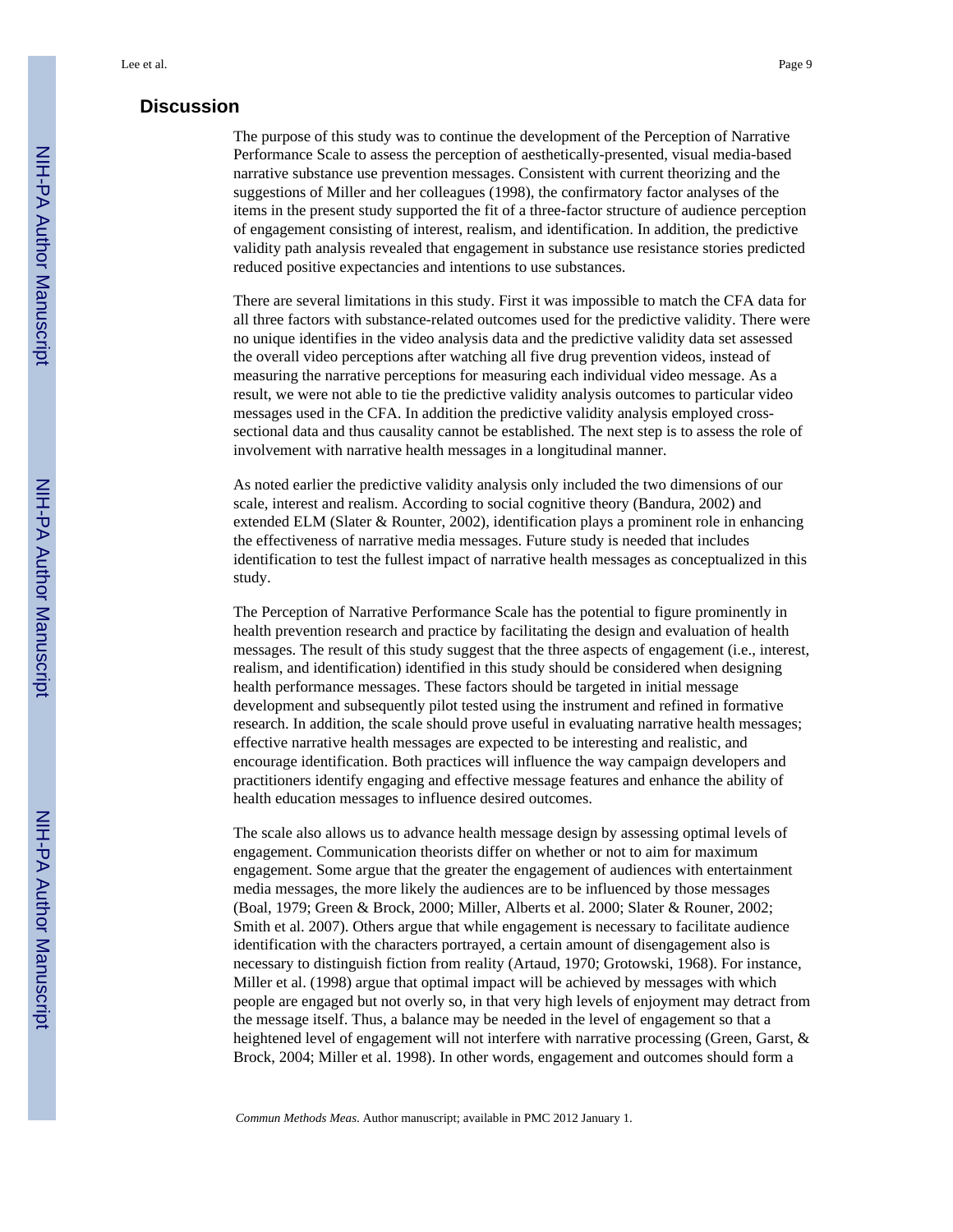## Discussion

The purpose of this study was to continue the development of the Perception of Narrative Performance Scale to assess the perception of aesthetically-presented, visual media-based narrative substance use prevention messages. Consistent with current theorizing and the suggestions of Miller and her colleagues (1998), the confirmatory factor analyses of the items in the present study supported the fit of a three-factor structure of audience perception of engagement consisting of interest, realism, and identification. In addition, the predictive validity path analysis revealed that engagement in substance use resistance stories predicted reduced positive expectancies and intentions to use substances.

There are several limitations in this study. First it was impossible to match the CFA data for all three factors with substance-related outcomes used for the predictive validity. There were no unique identifies in the video analysis data and the predictive validity data set assessed the overall video perceptions after watching all five drug prevention videos, instead of measuring the narrative perceptions for measuring each individual video message. As a result, we were not able to tie the predictive validity analysis outcomes to particular video messages used in the CFA. In addition the predictive validity analysis employed cross-sectional data and thus causality cannot be established. The next step is to assess the role of involvement with narrative health messages in a longitudinal manner.

As noted earlier the predictive validity analysis only included the two dimensions of our scale, interest and realism. According to social cognitive theory (Bandura, 2002) and extended ELM (Slater & Rounter, 2002), identification plays a prominent role in enhancing the effectiveness of narrative media messages. Future study is needed that includes identification to test the fullest impact of narrative health messages as conceptualized in this study.

The Perception of Narrative Performance Scale has the potential to figure prominently in health prevention research and practice by facilitating the design and evaluation of health messages. The result of this study suggest that the three aspects of engagement (i.e., interest, realism, and identification) identified in this study should be considered when designing health performance messages. These factors should be targeted in initial message development and subsequently pilot tested using the instrument and refined in formative research. In addition, the scale should prove useful in evaluating narrative health messages; effective narrative health messages are expected to be interesting and realistic, and encourage identification. Both practices will influence the way campaign developers and practitioners identify engaging and effective message features and enhance the ability of health education messages to influence desired outcomes.

The scale also allows us to advance health message design by assessing optimal levels of engagement. Communication theorists differ on whether or not to aim for maximum engagement. Some argue that the greater the engagement of audiences with entertainment media messages, the more likely the audiences are to be influenced by those messages (Boal, 1979; Green & Brock, 2000; Miller, Alberts et al. 2000; Slater & Rouner, 2002; Smith et al. 2007). Others argue that while engagement is necessary to facilitate audience identification with the characters portrayed, a certain amount of disengagement also is necessary to distinguish fiction from reality (Artaud, 1970; Grotowski, 1968). For instance, Miller et al. (1998) argue that optimal impact will be achieved by messages with which people are engaged but not overly so, in that very high levels of enjoyment may detract from the message itself. Thus, a balance may be needed in the level of engagement so that a heightened level of engagement will not interfere with narrative processing (Green, Garst, & Brock, 2004; Miller et al. 1998). In other words, engagement and outcomes should form a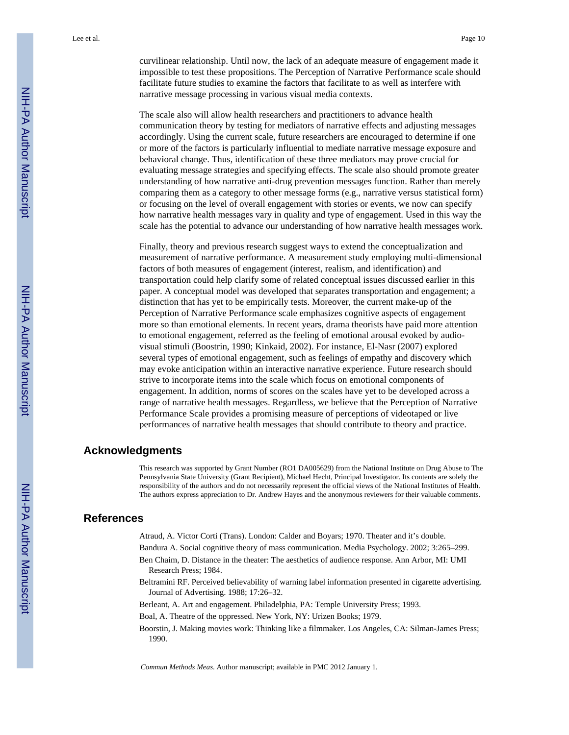curvilinear relationship. Until now, the lack of an adequate measure of engagement made it impossible to test these propositions. The Perception of Narrative Performance scale should facilitate future studies to examine the factors that facilitate to as well as interfere with narrative message processing in various visual media contexts.

The scale also will allow health researchers and practitioners to advance health communication theory by testing for mediators of narrative effects and adjusting messages accordingly. Using the current scale, future researchers are encouraged to determine if one or more of the factors is particularly influential to mediate narrative message exposure and behavioral change. Thus, identification of these three mediators may prove crucial for evaluating message strategies and specifying effects. The scale also should promote greater understanding of how narrative anti-drug prevention messages function. Rather than merely comparing them as a category to other message forms (e.g., narrative versus statistical form) or focusing on the level of overall engagement with stories or events, we now can specify how narrative health messages vary in quality and type of engagement. Used in this way the scale has the potential to advance our understanding of how narrative health messages work.

Finally, theory and previous research suggest ways to extend the conceptualization and measurement of narrative performance. A measurement study employing multi-dimensional factors of both measures of engagement (interest, realism, and identification) and transportation could help clarify some of related conceptual issues discussed earlier in this paper. A conceptual model was developed that separates transportation and engagement; a distinction that has yet to be empirically tests. Moreover, the current make-up of the Perception of Narrative Performance scale emphasizes cognitive aspects of engagement more so than emotional elements. In recent years, drama theorists have paid more attention to emotional engagement, referred as the feeling of emotional arousal evoked by audio-visual stimuli (Boostrin, 1990; Kinkaid, 2002). For instance, El-Nasr (2007) explored several types of emotional engagement, such as feelings of empathy and discovery which may evoke anticipation within an interactive narrative experience. Future research should strive to incorporate items into the scale which focus on emotional components of engagement. In addition, norms of scores on the scales have yet to be developed across a range of narrative health messages. Regardless, we believe that the Perception of Narrative Performance Scale provides a promising measure of perceptions of videotaped or live performances of narrative health messages that should contribute to theory and practice.

## Acknowledgments

This research was supported by Grant Number (RO1 DA005629) from the National Institute on Drug Abuse to The Pennsylvania State University (Grant Recipient), Michael Hecht, Principal Investigator. Its contents are solely the responsibility of the authors and do not necessarily represent the official views of the National Institutes of Health. The authors express appreciation to Dr. Andrew Hayes and the anonymous reviewers for their valuable comments.

## References

Atraud, A. Victor Corti (Trans). London: Calder and Boyars; 1970. Theater and it's double.

Bandura A. Social cognitive theory of mass communication. Media Psychology. 2002; 3:265–299.

Ben Chaim, D. Distance in the theater: The aesthetics of audience response. Ann Arbor, MI: UMI Research Press; 1984.

Beltramini RF. Perceived believability of warning label information presented in cigarette advertising. Journal of Advertising. 1988; 17:26–32.

Berleant, A. Art and engagement. Philadelphia, PA: Temple University Press; 1993.

Boal, A. Theatre of the oppressed. New York, NY: Urizen Books; 1979.

Boorstin, J. Making movies work: Thinking like a filmmaker. Los Angeles, CA: Silman-James Press; 1990.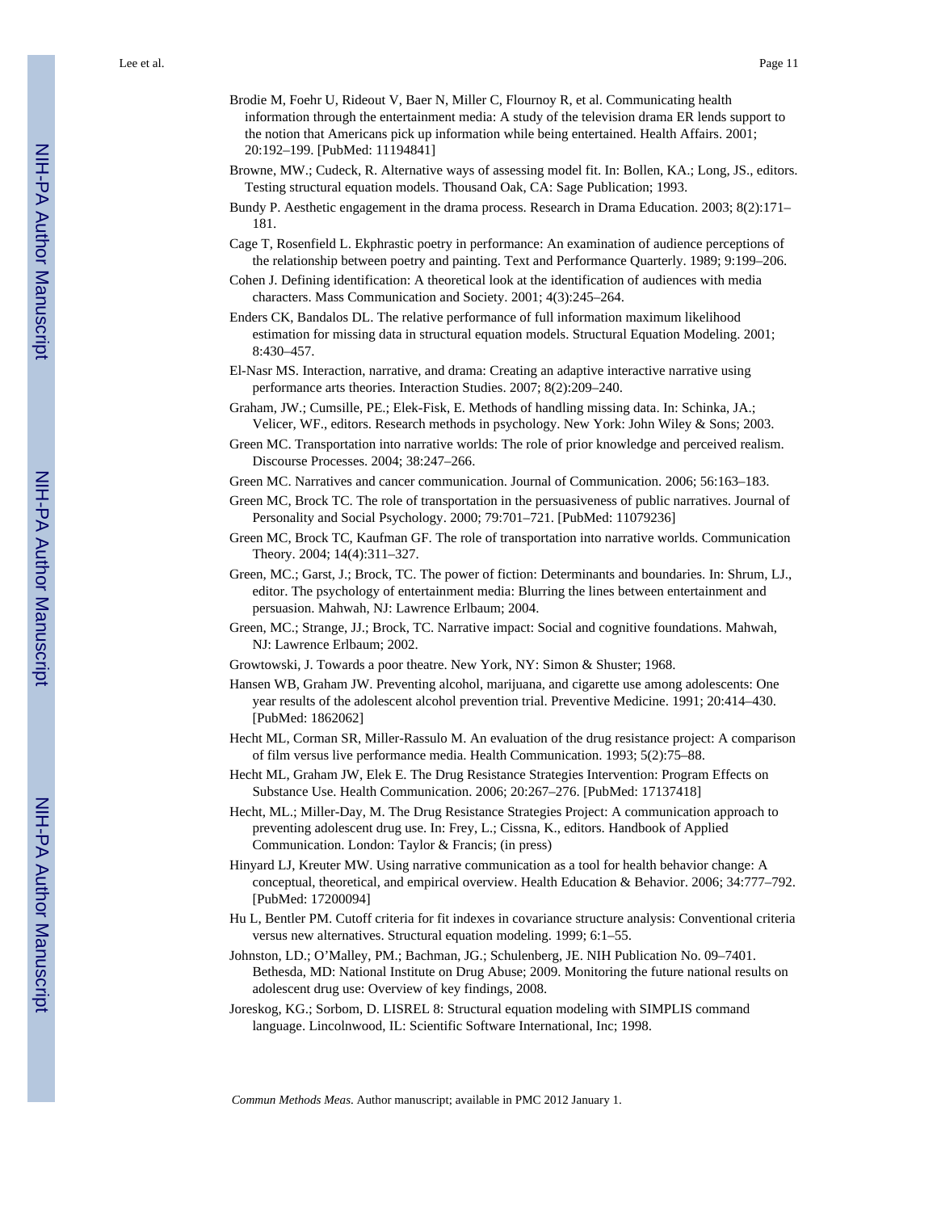Brodie M, Foehr U, Rideout V, Baer N, Miller C, Flournoy R, et al. Communicating health information through the entertainment media: A study of the television drama ER lends support to the notion that Americans pick up information while being entertained. Health Affairs. 2001; 20:192–199. [PubMed: 11194841]

Browne, MW.; Cudeck, R. Alternative ways of assessing model fit. In: Bollen, KA.; Long, JS., editors. Testing structural equation models. Thousand Oak, CA: Sage Publication; 1993.

Bundy P. Aesthetic engagement in the drama process. Research in Drama Education. 2003; 8(2):171–181.

Cage T, Rosenfield L. Ekphrastic poetry in performance: An examination of audience perceptions of the relationship between poetry and painting. Text and Performance Quarterly. 1989; 9:199–206.

Cohen J. Defining identification: A theoretical look at the identification of audiences with media characters. Mass Communication and Society. 2001; 4(3):245–264.

Enders CK, Bandalos DL. The relative performance of full information maximum likelihood estimation for missing data in structural equation models. Structural Equation Modeling. 2001; 8:430–457.

El-Nasr MS. Interaction, narrative, and drama: Creating an adaptive interactive narrative using performance arts theories. Interaction Studies. 2007; 8(2):209–240.

Graham, JW.; Cumsille, PE.; Elek-Fisk, E. Methods of handling missing data. In: Schinka, JA.; Velicer, WF., editors. Research methods in psychology. New York: John Wiley & Sons; 2003.

Green MC. Transportation into narrative worlds: The role of prior knowledge and perceived realism. Discourse Processes. 2004; 38:247–266.

Green MC. Narratives and cancer communication. Journal of Communication. 2006; 56:163–183.

Green MC, Brock TC. The role of transportation in the persuasiveness of public narratives. Journal of Personality and Social Psychology. 2000; 79:701–721. [PubMed: 11079236]

Green MC, Brock TC, Kaufman GF. The role of transportation into narrative worlds. Communication Theory. 2004; 14(4):311–327.

Green, MC.; Garst, J.; Brock, TC. The power of fiction: Determinants and boundaries. In: Shrum, LJ., editor. The psychology of entertainment media: Blurring the lines between entertainment and persuasion. Mahwah, NJ: Lawrence Erlbaum; 2004.

Green, MC.; Strange, JJ.; Brock, TC. Narrative impact: Social and cognitive foundations. Mahwah, NJ: Lawrence Erlbaum; 2002.

Growtowski, J. Towards a poor theatre. New York, NY: Simon & Shuster; 1968.

Hansen WB, Graham JW. Preventing alcohol, marijuana, and cigarette use among adolescents: One year results of the adolescent alcohol prevention trial. Preventive Medicine. 1991; 20:414–430. [PubMed: 1862062]

Hecht ML, Corman SR, Miller-Rassulo M. An evaluation of the drug resistance project: A comparison of film versus live performance media. Health Communication. 1993; 5(2):75–88.

Hecht ML, Graham JW, Elek E. The Drug Resistance Strategies Intervention: Program Effects on Substance Use. Health Communication. 2006; 20:267–276. [PubMed: 17137418]

Hecht, ML.; Miller-Day, M. The Drug Resistance Strategies Project: A communication approach to preventing adolescent drug use. In: Frey, L.; Cissna, K., editors. Handbook of Applied Communication. London: Taylor & Francis; (in press)

Hinyard LJ, Kreuter MW. Using narrative communication as a tool for health behavior change: A conceptual, theoretical, and empirical overview. Health Education & Behavior. 2006; 34:777–792. [PubMed: 17200094]

Hu L, Bentler PM. Cutoff criteria for fit indexes in covariance structure analysis: Conventional criteria versus new alternatives. Structural equation modeling. 1999; 6:1–55.

Johnston, LD.; O'Malley, PM.; Bachman, JG.; Schulenberg, JE. NIH Publication No. 09–7401. Bethesda, MD: National Institute on Drug Abuse; 2009. Monitoring the future national results on adolescent drug use: Overview of key findings, 2008.

Joreskog, KG.; Sorbom, D. LISREL 8: Structural equation modeling with SIMPLIS command language. Lincolnwood, IL: Scientific Software International, Inc; 1998.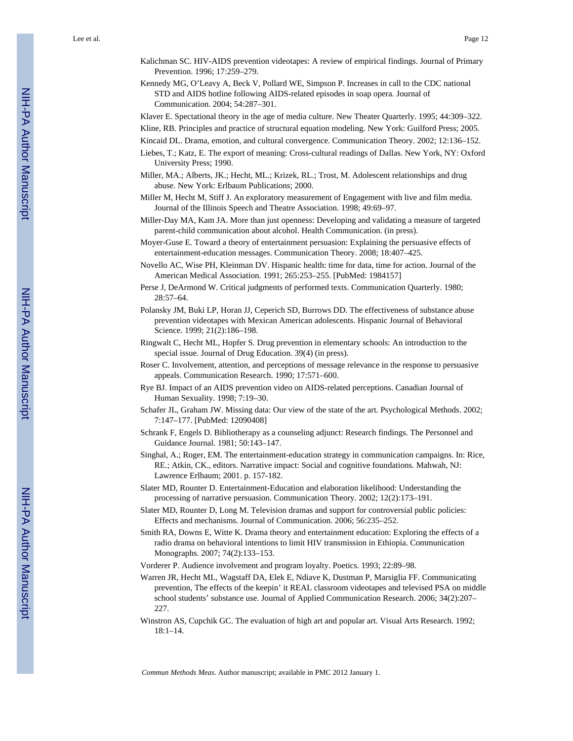Kalichman SC. HIV-AIDS prevention videotapes: A review of empirical findings. Journal of Primary Prevention. 1996; 17:259–279.

Kennedy MG, O'Leavy A, Beck V, Pollard WE, Simpson P. Increases in call to the CDC national STD and AIDS hotline following AIDS-related episodes in soap opera. Journal of Communication. 2004; 54:287–301.

Klaver E. Spectational theory in the age of media culture. New Theater Quarterly. 1995; 44:309–322.

Kline, RB. Principles and practice of structural equation modeling. New York: Guilford Press; 2005.

Kincaid DL. Drama, emotion, and cultural convergence. Communication Theory. 2002; 12:136–152.

Liebes, T.; Katz, E. The export of meaning: Cross-cultural readings of Dallas. New York, NY: Oxford University Press; 1990.

Miller, MA.; Alberts, JK.; Hecht, ML.; Krizek, RL.; Trost, M. Adolescent relationships and drug abuse. New York: Erlbaum Publications; 2000.

Miller M, Hecht M, Stiff J. An exploratory measurement of Engagement with live and film media. Journal of the Illinois Speech and Theatre Association. 1998; 49:69–97.

Miller-Day MA, Kam JA. More than just openness: Developing and validating a measure of targeted parent-child communication about alcohol. Health Communication. (in press).

Moyer-Guse E. Toward a theory of entertainment persuasion: Explaining the persuasive effects of entertainment-education messages. Communication Theory. 2008; 18:407–425.

Novello AC, Wise PH, Kleinman DV. Hispanic health: time for data, time for action. Journal of the American Medical Association. 1991; 265:253–255. [PubMed: 1984157]

Perse J, DeArmond W. Critical judgments of performed texts. Communication Quarterly. 1980; 28:57–64.

Polansky JM, Buki LP, Horan JJ, Ceperich SD, Burrows DD. The effectiveness of substance abuse prevention videotapes with Mexican American adolescents. Hispanic Journal of Behavioral Science. 1999; 21(2):186–198.

Ringwalt C, Hecht ML, Hopfer S. Drug prevention in elementary schools: An introduction to the special issue. Journal of Drug Education. 39(4) (in press).

Roser C. Involvement, attention, and perceptions of message relevance in the response to persuasive appeals. Communication Research. 1990; 17:571–600.

Rye BJ. Impact of an AIDS prevention video on AIDS-related perceptions. Canadian Journal of Human Sexuality. 1998; 7:19–30.

Schafer JL, Graham JW. Missing data: Our view of the state of the art. Psychological Methods. 2002; 7:147–177. [PubMed: 12090408]

Schrank F, Engels D. Bibliotherapy as a counseling adjunct: Research findings. The Personnel and Guidance Journal. 1981; 50:143–147.

Singhal, A.; Roger, EM. The entertainment-education strategy in communication campaigns. In: Rice, RE.; Atkin, CK., editors. Narrative impact: Social and cognitive foundations. Mahwah, NJ: Lawrence Erlbaum; 2001. p. 157-182.

Slater MD, Rounter D. Entertainment-Education and elaboration likelihood: Understanding the processing of narrative persuasion. Communication Theory. 2002; 12(2):173–191.

Slater MD, Rounter D, Long M. Television dramas and support for controversial public policies: Effects and mechanisms. Journal of Communication. 2006; 56:235–252.

Smith RA, Downs E, Witte K. Drama theory and entertainment education: Exploring the effects of a radio drama on behavioral intentions to limit HIV transmission in Ethiopia. Communication Monographs. 2007; 74(2):133–153.

Vorderer P. Audience involvement and program loyalty. Poetics. 1993; 22:89–98.

Warren JR, Hecht ML, Wagstaff DA, Elek E, Ndiave K, Dustman P, Marsiglia FF. Communicating prevention, The effects of the keepin' it REAL classroom videotapes and televised PSA on middle school students' substance use. Journal of Applied Communication Research. 2006; 34(2):207–227.

Winstron AS, Cupchik GC. The evaluation of high art and popular art. Visual Arts Research. 1992; 18:1–14.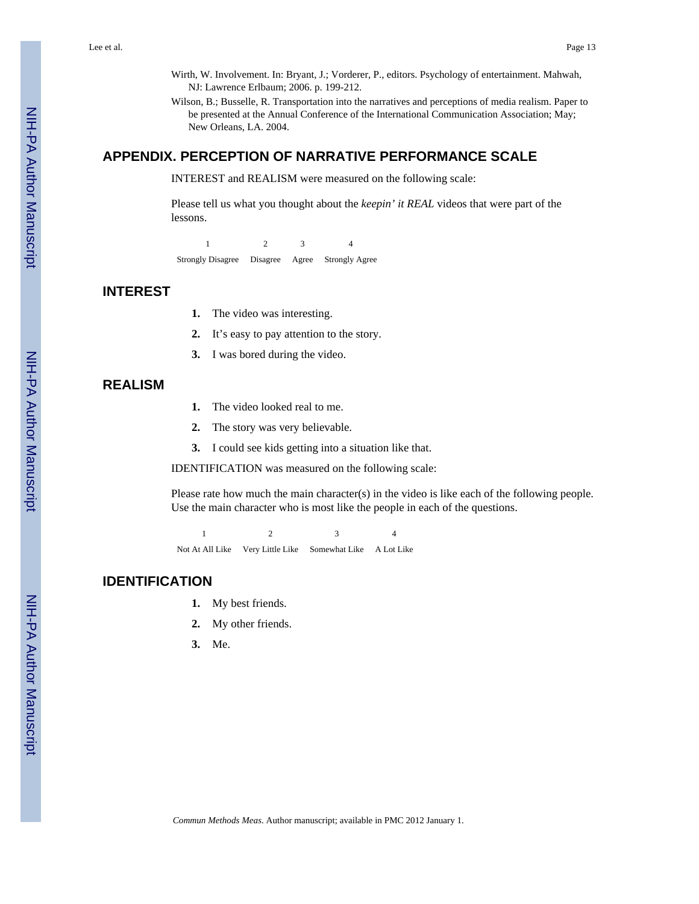Wirth, W. Involvement. In: Bryant, J.; Vorderer, P., editors. Psychology of entertainment. Mahwah, NJ: Lawrence Erlbaum; 2006. p. 199-212.

Wilson, B.; Busselle, R. Transportation into the narratives and perceptions of media realism. Paper to be presented at the Annual Conference of the International Communication Association; May; New Orleans, LA. 2004.

## APPENDIX. PERCEPTION OF NARRATIVE PERFORMANCE SCALE

INTEREST and REALISM were measured on the following scale:

Please tell us what you thought about the *keepin' it REAL* videos that were part of the lessons.

| 1 | 2 | 3 | 4 |
|---|---|---|---|
| Strongly Disagree | Disagree | Agree | Strongly Agree |

## INTEREST

1. The video was interesting.
2. It's easy to pay attention to the story.
3. I was bored during the video.

## REALISM

1. The video looked real to me.
2. The story was very believable.
3. I could see kids getting into a situation like that.

IDENTIFICATION was measured on the following scale:

Please rate how much the main character(s) in the video is like each of the following people. Use the main character who is most like the people in each of the questions.

| 1 | 2 | 3 | 4 |
|---|---|---|---|
| Not At All Like | Very Little Like | Somewhat Like | A Lot Like |

## IDENTIFICATION

1. My best friends.
2. My other friends.
3. Me.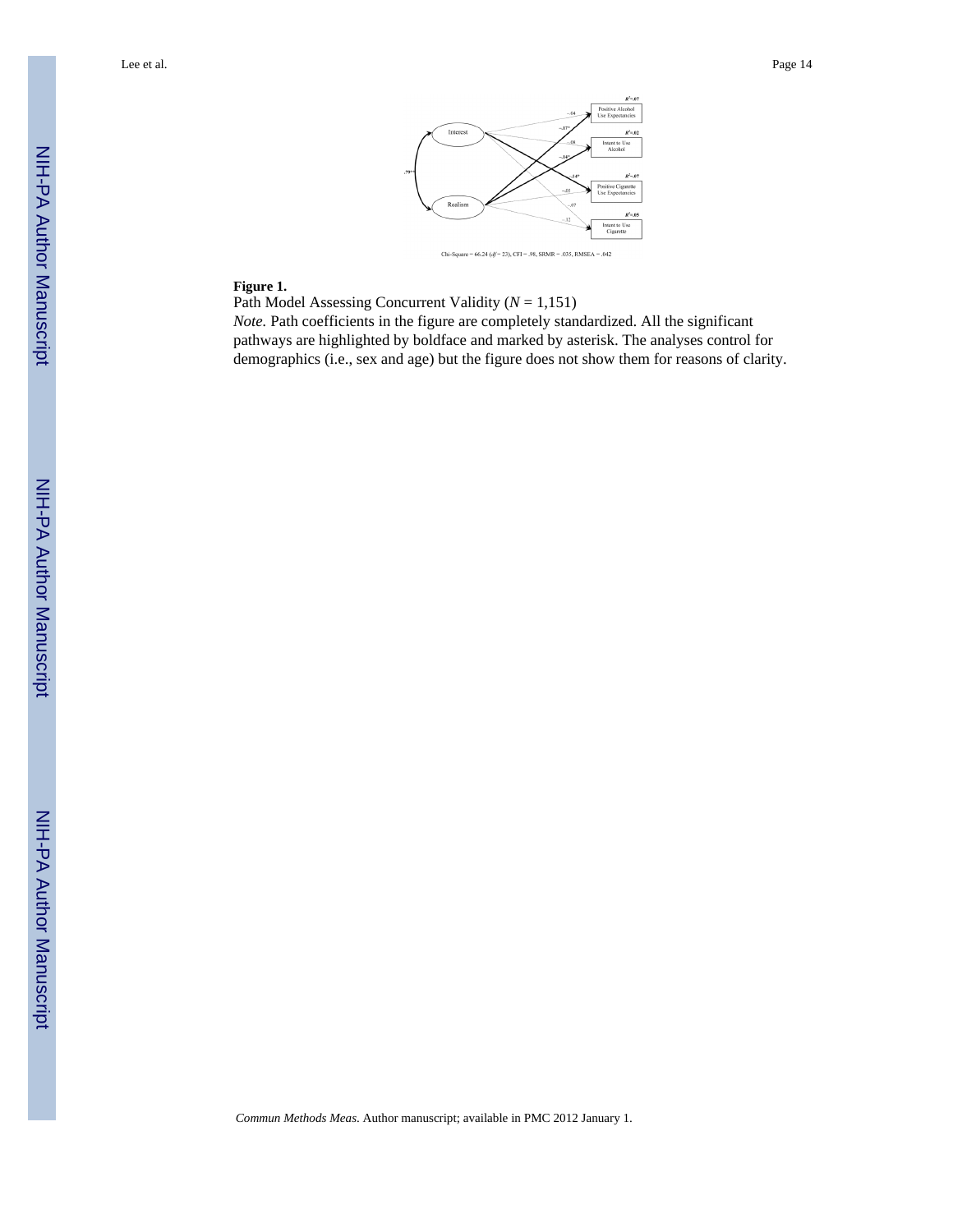**Figure 1.**

Path Model Assessing Concurrent Validity ($N$ = 1,151)

*Note.* Path coefficients in the figure are completely standardized. All the significant pathways are highlighted by boldface and marked by asterisk. The analyses control for demographics (i.e., sex and age) but the figure does not show them for reasons of clarity.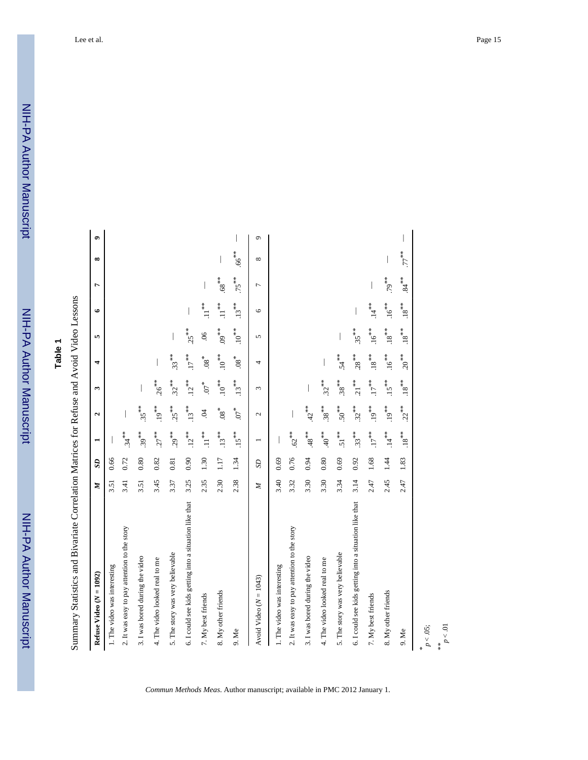**Table 1**

Summary Statistics and Bivariate Correlation Matrices for Refuse and Avoid Video Lessons

| **Refuse Video** (*N* = 1092) | *M* | *SD* | 1 | 2 | 3 | 4 | 5 | 6 | 7 | 8 | 9 |
|---|---|---|---|---|---|---|---|---|---|---|---|
| 1. The video was interesting | 3.51 | 0.66 | — | | | | | | | | |
| 2. It was easy to pay attention to the story | 3.41 | 0.72 | .34** | — | | | | | | | |
| 3. I was bored during the video | 3.51 | 0.80 | .39** | .35** | — | | | | | | |
| 4. The video looked real to me | 3.45 | 0.82 | .27** | .19** | .26** | — | | | | | |
| 5. The story was very believable | 3.37 | 0.81 | .29** | .25** | .32** | .33** | — | | | | |
| 6. I could see kids getting into a situation like that | 3.25 | 0.90 | .12** | .13** | .12** | .17** | .25** | — | | | |
| 7. My best friends | 2.35 | 1.30 | .11** | .04 | .07* | .08* | .06 | .11** | — | | |
| 8. My other friends | 2.30 | 1.17 | .13** | .08* | .10** | .10** | .09** | .11** | .68** | — | |
| 9. Me | 2.38 | 1.34 | .15** | .07* | .13** | .08* | .10** | .13** | .75** | .66** | — |
| Avoid Video (*N* = 1043) | *M* | *SD* | 1 | 2 | 3 | 4 | 5 | 6 | 7 | 8 | 9 |
| 1. The video was interesting | 3.40 | 0.69 | — | | | | | | | | |
| 2. It was easy to pay attention to the story | 3.32 | 0.76 | .62** | — | | | | | | | |
| 3. I was bored during the video | 3.30 | 0.94 | .48** | .42** | — | | | | | | |
| 4. The video looked real to me | 3.30 | 0.80 | .40** | .38** | .32** | — | | | | | |
| 5. The story was very believable | 3.34 | 0.69 | .51** | .50** | .38** | .54** | — | | | | |
| 6. I could see kids getting into a situation like that | 3.14 | 0.92 | .33** | .32** | .21** | .28** | .35** | — | | | |
| 7. My best friends | 2.47 | 1.68 | .17** | .19** | .17** | .18** | .16** | .14** | — | | |
| 8. My other friends | 2.45 | 1.44 | .14** | .19** | .15** | .16** | .18** | .16** | .79** | — | |
| 9. Me | 2.47 | 1.83 | .18** | .22** | .18** | .20** | .18** | .18** | .84** | .77** | — |

\* $p < .05$;

\*\* $p < .01$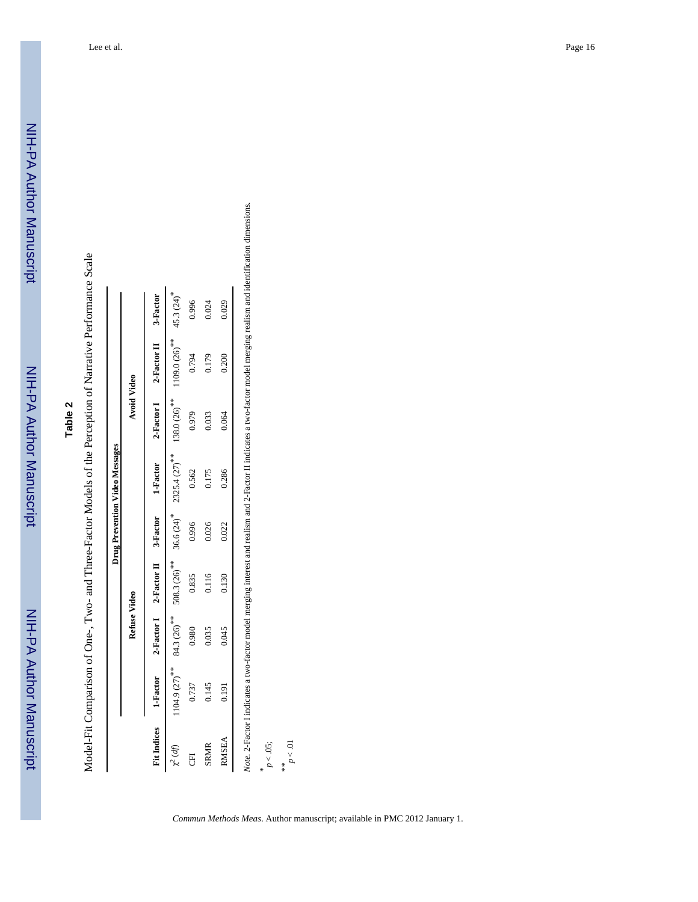## Table 2

Model-Fit Comparison of One-, Two- and Three-Factor Models of the Perception of Narrative Performance Scale

| | Drug Prevention Video Messages | | | | | | | |
|---|---|---|---|---|---|---|---|---|
| | Refuse Video | | | | Avoid Video | | | |
| Fit Indices | 1-Factor | 2-Factor I | 2-Factor II | 3-Factor | 1-Factor | 2-Factor I | 2-Factor II | 3-Factor |
| $\chi^2$ (*df*) | 1104.9 (27)** | 84.3 (26)** | 508.3 (26)** | 36.6 (24)* | 2325.4 (27)** | 138.0 (26)** | 1109.0 (26)** | 45.3 (24)* |
| CFI | 0.737 | 0.980 | 0.835 | 0.996 | 0.562 | 0.979 | 0.794 | 0.996 |
| SRMR | 0.145 | 0.035 | 0.116 | 0.026 | 0.175 | 0.033 | 0.179 | 0.024 |
| RMSEA | 0.191 | 0.045 | 0.130 | 0.022 | 0.286 | 0.064 | 0.200 | 0.029 |

*Note.* 2-Factor I indicates a two-factor model merging interest and realism and 2-Factor II indicates a two-factor model merging realism and identification dimensions.

\* $p < .05$;

\*\* $p < .01$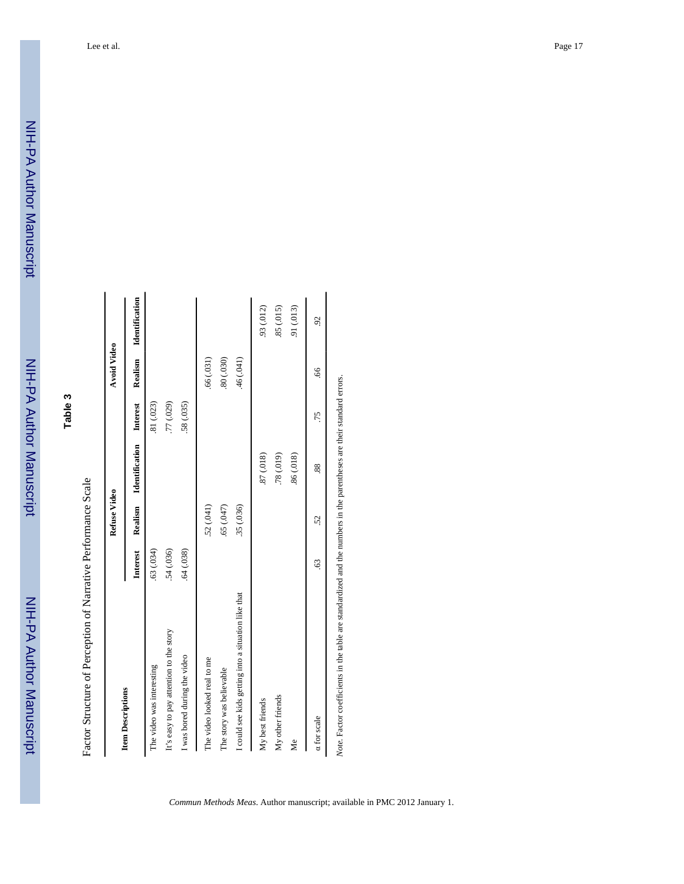# Table 3

Factor Structure of Perception of Narrative Performance Scale

| Item Descriptions | Refuse Video | | | Avoid Video | | |
|---|---|---|---|---|---|---|
| | Interest | Realism | Identification | Interest | Realism | Identification |
| The video was interesting | .63 (.034) | | | .81 (.023) | | |
| It's easy to pay attention to the story | .54 (.036) | | | .77 (.029) | | |
| I was bored during the video | .64 (.038) | | | .58 (.035) | | |
| The video looked real to me | | .52 (.041) | | | .66 (.031) | |
| The story was believable | | .65 (.047) | | | .80 (.030) | |
| I could see kids getting into a situation like that | | .35 (.036) | | | .46 (.041) | |
| My best friends | | | .87 (.018) | | | .93 (.012) |
| My other friends | | | .78 (.019) | | | .85 (.015) |
| Me | | | .86 (.018) | | | .91 (.013) |
| α for scale | .63 | .52 | .88 | .75 | .66 | .92 |

*Note.* Factor coefficients in the table are standardized and the numbers in the parentheses are their standard errors.